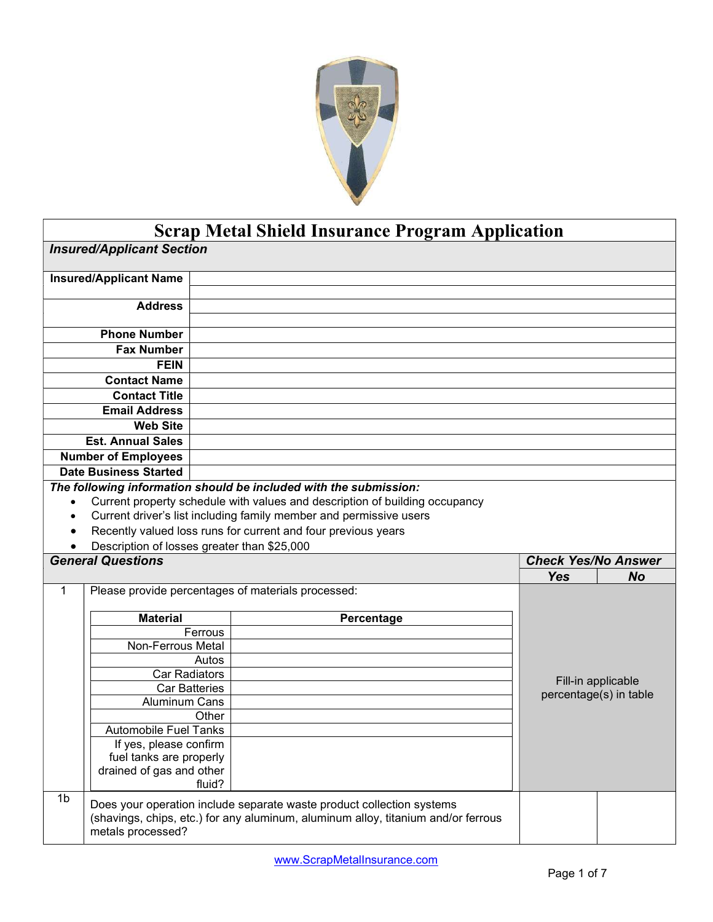# Scrap Metal Shield Insurance Program Application

## *Insured/Applicant Section*

| | |
|---|---|
| **Insured/Applicant Name** | |
| **Address** | |
| **Phone Number** | |
| **Fax Number** | |
| **FEIN** | |
| **Contact Name** | |
| **Contact Title** | |
| **Email Address** | |
| **Web Site** | |
| **Est. Annual Sales** | |
| **Number of Employees** | |
| **Date Business Started** | |

***The following information should be included with the submission:***

- Current property schedule with values and description of building occupancy
- Current driver's list including family member and permissive users
- Recently valued loss runs for current and four previous years
- Description of losses greater than $25,000

| | ***General Questions*** | ***Check Yes/No Answer*** | |
|---|---|---|---|
| | | ***Yes*** | ***No*** |
| 1 | Please provide percentages of materials processed: | Fill-in applicable percentage(s) in table | |
| 1b | Does your operation include separate waste product collection systems (shavings, chips, etc.) for any aluminum, aluminum alloy, titanium and/or ferrous metals processed? | | |

| Material | Percentage |
|---|---|
| Ferrous | |
| Non-Ferrous Metal | |
| Autos | |
| Car Radiators | |
| Car Batteries | |
| Aluminum Cans | |
| Other | |
| Automobile Fuel Tanks | |
| If yes, please confirm fuel tanks are properly drained of gas and other fluid? | |

www.ScrapMetalInsurance.com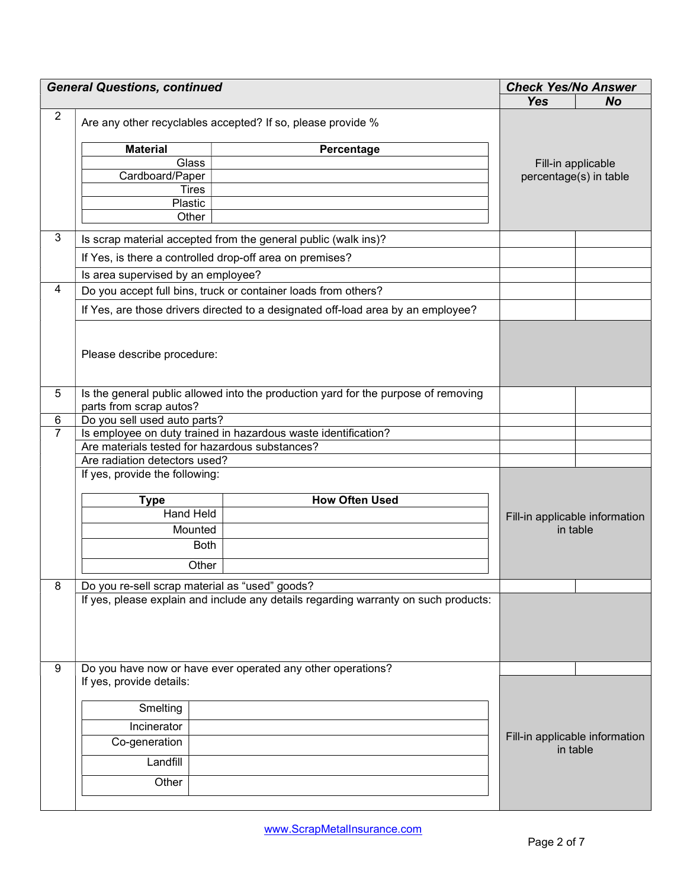| General Questions, continued | | Check Yes/No Answer | |
|---|---|---|---|
| | | Yes | No |
| 2 | Are any other recyclables accepted? If so, please provide % | Fill-in applicable percentage(s) in table | |
| 3 | Is scrap material accepted from the general public (walk ins)? | | |
| | If Yes, is there a controlled drop-off area on premises? | | |
| | Is area supervised by an employee? | | |
| 4 | Do you accept full bins, truck or container loads from others? | | |
| | If Yes, are those drivers directed to a designated off-load area by an employee? | | |
| | Please describe procedure: | | |
| 5 | Is the general public allowed into the production yard for the purpose of removing parts from scrap autos? | | |
| 6 | Do you sell used auto parts? | | |
| 7 | Is employee on duty trained in hazardous waste identification? | | |
| | Are materials tested for hazardous substances? | | |
| | Are radiation detectors used? | | |
| | If yes, provide the following: | Fill-in applicable information in table | |
| 8 | Do you re-sell scrap material as "used" goods? | | |
| | If yes, please explain and include any details regarding warranty on such products: | | |
| 9 | Do you have now or have ever operated any other operations? | | |
| | If yes, provide details: | Fill-in applicable information in table | |

Question 2 table:

| Material | Percentage |
|---|---|
| Glass | |
| Cardboard/Paper | |
| Tires | |
| Plastic | |
| Other | |

Question 7 table:

| Type | How Often Used |
|---|---|
| Hand Held | |
| Mounted | |
| Both | |
| Other | |

Question 9 table:

| | |
|---|---|
| Smelting | |
| Incinerator | |
| Co-generation | |
| Landfill | |
| Other | |

www.ScrapMetalInsurance.com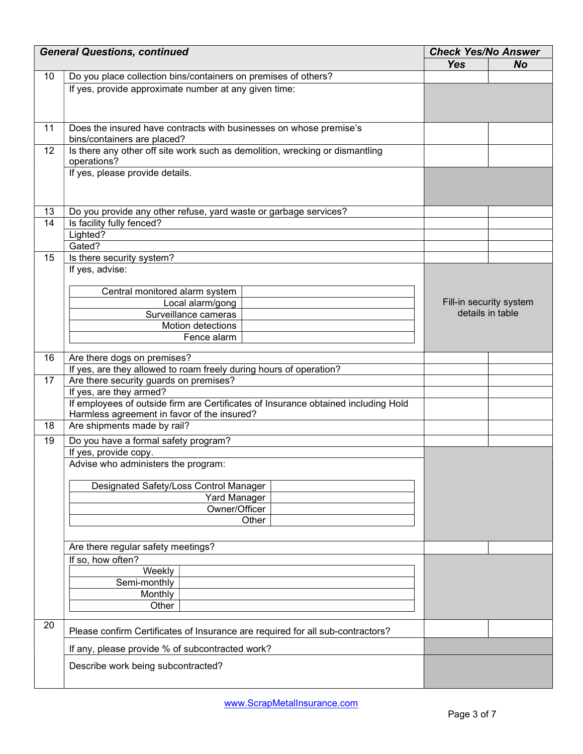| | General Questions, continued | Check Yes/No Answer | |
|---|---|---|---|
| | | **Yes** | **No** |
| 10 | Do you place collection bins/containers on premises of others? | | |
| | If yes, provide approximate number at any given time: | | |
| 11 | Does the insured have contracts with businesses on whose premise's bins/containers are placed? | | |
| 12 | Is there any other off site work such as demolition, wrecking or dismantling operations? | | |
| | If yes, please provide details. | | |
| 13 | Do you provide any other refuse, yard waste or garbage services? | | |
| 14 | Is facility fully fenced? | | |
| | Lighted? | | |
| | Gated? | | |
| 15 | Is there security system? | | |
| | If yes, advise:<br>Central monitored alarm system: ____<br>Local alarm/gong: ____<br>Surveillance cameras: ____<br>Motion detections: ____<br>Fence alarm: ____ | Fill-in security system details in table | |
| 16 | Are there dogs on premises? | | |
| | If yes, are they allowed to roam freely during hours of operation? | | |
| 17 | Are there security guards on premises? | | |
| | If yes, are they armed? | | |
| | If employees of outside firm are Certificates of Insurance obtained including Hold Harmless agreement in favor of the insured? | | |
| 18 | Are shipments made by rail? | | |
| 19 | Do you have a formal safety program? | | |
| | If yes, provide copy. | | |
| | Advise who administers the program:<br>Designated Safety/Loss Control Manager: ____<br>Yard Manager: ____<br>Owner/Officer: ____<br>Other: ____ | | |
| | Are there regular safety meetings? | | |
| | If so, how often?<br>Weekly: ____<br>Semi-monthly: ____<br>Monthly: ____<br>Other: ____ | | |
| 20 | Please confirm Certificates of Insurance are required for all sub-contractors? | | |
| | If any, please provide % of subcontracted work? | | |
| | Describe work being subcontracted? | | |

www.ScrapMetalInsurance.com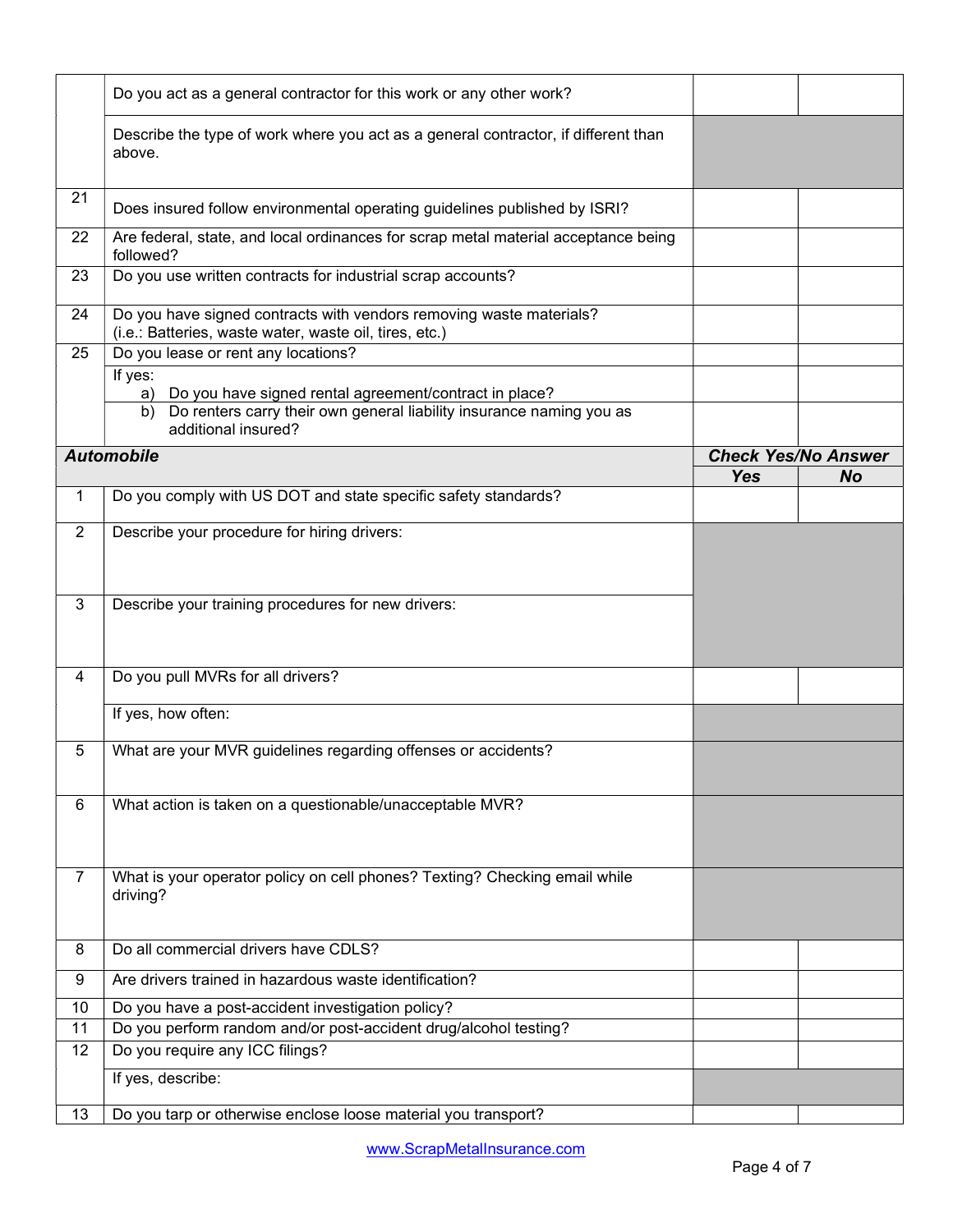| | | | |
|---|---|---|---|
| | Do you act as a general contractor for this work or any other work? | | |
| | Describe the type of work where you act as a general contractor, if different than above. | | |
| 21 | Does insured follow environmental operating guidelines published by ISRI? | | |
| 22 | Are federal, state, and local ordinances for scrap metal material acceptance being followed? | | |
| 23 | Do you use written contracts for industrial scrap accounts? | | |
| 24 | Do you have signed contracts with vendors removing waste materials? (i.e.: Batteries, waste water, waste oil, tires, etc.) | | |
| 25 | Do you lease or rent any locations? | | |
| | If yes: a) Do you have signed rental agreement/contract in place? | | |
| | b) Do renters carry their own general liability insurance naming you as additional insured? | | |

| ***Automobile*** | | ***Check Yes/No Answer*** | |
|---|---|---|---|
| | | ***Yes*** | ***No*** |
| 1 | Do you comply with US DOT and state specific safety standards? | | |
| 2 | Describe your procedure for hiring drivers: | | |
| 3 | Describe your training procedures for new drivers: | | |
| 4 | Do you pull MVRs for all drivers? | | |
| | If yes, how often: | | |
| 5 | What are your MVR guidelines regarding offenses or accidents? | | |
| 6 | What action is taken on a questionable/unacceptable MVR? | | |
| 7 | What is your operator policy on cell phones? Texting? Checking email while driving? | | |
| 8 | Do all commercial drivers have CDLS? | | |
| 9 | Are drivers trained in hazardous waste identification? | | |
| 10 | Do you have a post-accident investigation policy? | | |
| 11 | Do you perform random and/or post-accident drug/alcohol testing? | | |
| 12 | Do you require any ICC filings? | | |
| | If yes, describe: | | |
| 13 | Do you tarp or otherwise enclose loose material you transport? | | |

www.ScrapMetalInsurance.com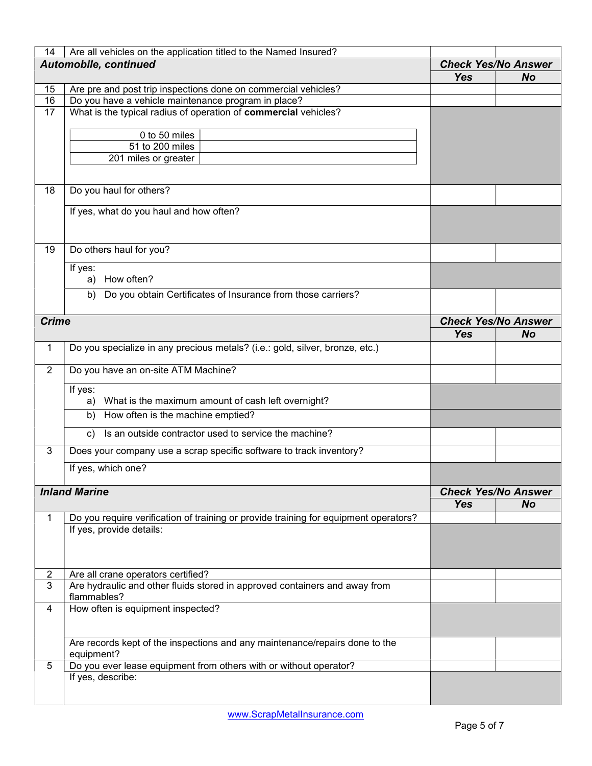| 14 | Are all vehicles on the application titled to the Named Insured? | | |
|---|---|---|---|
| ***Automobile, continued*** | | ***Check Yes/No Answer*** | |
| | | ***Yes*** | ***No*** |
| 15 | Are pre and post trip inspections done on commercial vehicles? | | |
| 16 | Do you have a vehicle maintenance program in place? | | |
| 17 | What is the typical radius of operation of **commercial** vehicles?<br><br>0 to 50 miles: \_\_\_<br>51 to 200 miles: \_\_\_<br>201 miles or greater: \_\_\_ | | |
| 18 | Do you haul for others? | | |
| | If yes, what do you haul and how often? | | |
| 19 | Do others haul for you? | | |
| | If yes:<br>a) How often? | | |
| | b) Do you obtain Certificates of Insurance from those carriers? | | |

| ***Crime*** | | ***Check Yes/No Answer*** | |
|---|---|---|---|
| | | ***Yes*** | ***No*** |
| 1 | Do you specialize in any precious metals? (i.e.: gold, silver, bronze, etc.) | | |
| 2 | Do you have an on-site ATM Machine? | | |
| | If yes:<br>a) What is the maximum amount of cash left overnight? | | |
| | b) How often is the machine emptied? | | |
| | c) Is an outside contractor used to service the machine? | | |
| 3 | Does your company use a scrap specific software to track inventory? | | |
| | If yes, which one? | | |

| ***Inland Marine*** | | ***Check Yes/No Answer*** | |
|---|---|---|---|
| | | ***Yes*** | ***No*** |
| 1 | Do you require verification of training or provide training for equipment operators? | | |
| | If yes, provide details: | | |
| 2 | Are all crane operators certified? | | |
| 3 | Are hydraulic and other fluids stored in approved containers and away from flammables? | | |
| 4 | How often is equipment inspected? | | |
| | Are records kept of the inspections and any maintenance/repairs done to the equipment? | | |
| 5 | Do you ever lease equipment from others with or without operator? | | |
| | If yes, describe: | | |

www.ScrapMetalInsurance.com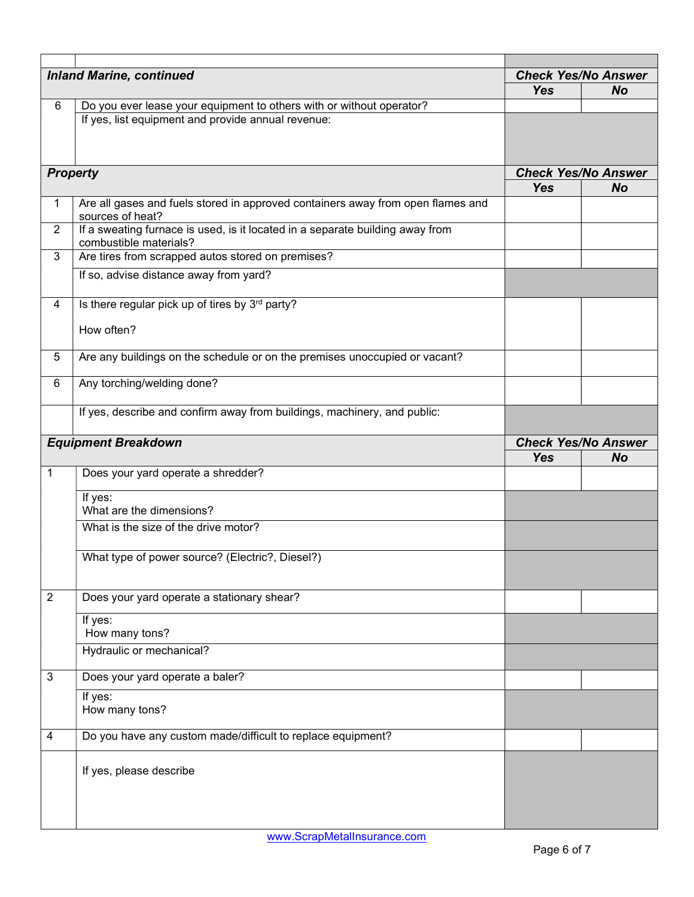| | Inland Marine, continued | Check Yes/No Answer | |
|---|---|---|---|
| | | Yes | No |
| 6 | Do you ever lease your equipment to others with or without operator? | | |
| | If yes, list equipment and provide annual revenue: | | |

| | Property | Check Yes/No Answer | |
|---|---|---|---|
| | | Yes | No |
| 1 | Are all gases and fuels stored in approved containers away from open flames and sources of heat? | | |
| 2 | If a sweating furnace is used, is it located in a separate building away from combustible materials? | | |
| 3 | Are tires from scrapped autos stored on premises? | | |
| | If so, advise distance away from yard? | | |
| 4 | Is there regular pick up of tires by 3rd party?<br><br>How often? | | |
| 5 | Are any buildings on the schedule or on the premises unoccupied or vacant? | | |
| 6 | Any torching/welding done? | | |
| | If yes, describe and confirm away from buildings, machinery, and public: | | |

| | Equipment Breakdown | Check Yes/No Answer | |
|---|---|---|---|
| | | Yes | No |
| 1 | Does your yard operate a shredder? | | |
| | If yes:<br>What are the dimensions? | | |
| | What is the size of the drive motor? | | |
| | What type of power source? (Electric?, Diesel?) | | |
| 2 | Does your yard operate a stationary shear? | | |
| | If yes:<br>How many tons? | | |
| | Hydraulic or mechanical? | | |
| 3 | Does your yard operate a baler? | | |
| | If yes:<br>How many tons? | | |
| 4 | Do you have any custom made/difficult to replace equipment? | | |
| | If yes, please describe | | |

www.ScrapMetalInsurance.com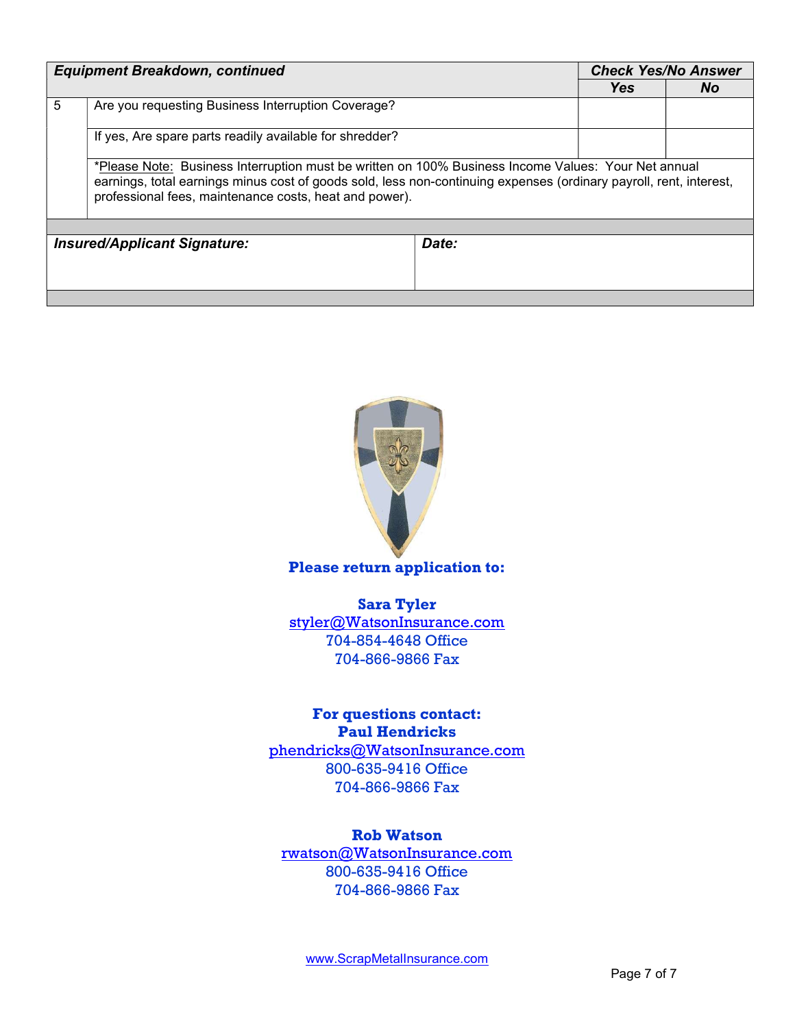| Equipment Breakdown, continued | | Check Yes/No Answer | |
|---|---|---|---|
| | | **Yes** | **No** |
| 5 | Are you requesting Business Interruption Coverage? | | |
| | If yes, Are spare parts readily available for shredder? | | |
| | *Please Note: Business Interruption must be written on 100% Business Income Values: Your Net annual earnings, total earnings minus cost of goods sold, less non-continuing expenses (ordinary payroll, rent, interest, professional fees, maintenance costs, heat and power). | | |

| ***Insured/Applicant Signature:*** | ***Date:*** |
|---|---|
| | |

**Please return application to:**

**Sara Tyler**
styler@WatsonInsurance.com
704-854-4648 Office
704-866-9866 Fax

**For questions contact:**
**Paul Hendricks**
phendricks@WatsonInsurance.com
800-635-9416 Office
704-866-9866 Fax

**Rob Watson**
rwatson@WatsonInsurance.com
800-635-9416 Office
704-866-9866 Fax

www.ScrapMetalInsurance.com